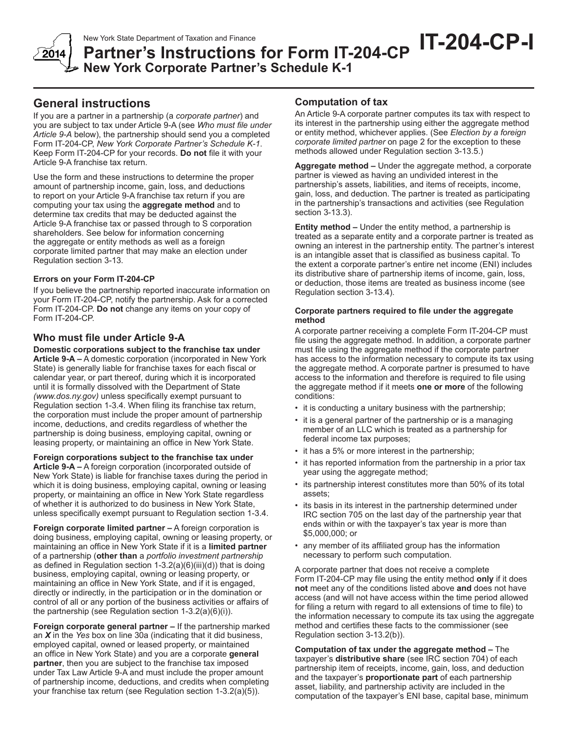New York State Department of Taxation and Finance

# Partner's Instructions for Form IT-204-CP New York Corporate Partner's Schedule K-1

**IT-204-CP-I**

2014

## General instructions

If you are a partner in a partnership (a *corporate partner*) and you are subject to tax under Article 9-A (see *Who must file under Article 9-A* below), the partnership should send you a completed Form IT-204-CP, *New York Corporate Partner's Schedule K-1*. Keep Form IT-204-CP for your records. **Do not** file it with your Article 9-A franchise tax return.

Use the form and these instructions to determine the proper amount of partnership income, gain, loss, and deductions to report on your Article 9-A franchise tax return if you are computing your tax using the **aggregate method** and to determine tax credits that may be deducted against the Article 9-A franchise tax or passed through to S corporation shareholders. See below for information concerning the aggregate or entity methods as well as a foreign corporate limited partner that may make an election under Regulation section 3-13.

#### Errors on your Form IT-204-CP

If you believe the partnership reported inaccurate information on your Form IT-204-CP, notify the partnership. Ask for a corrected Form IT-204-CP. **Do not** change any items on your copy of Form IT-204-CP.

## Who must file under Article 9-A

**Domestic corporations subject to the franchise tax under Article 9-A –** A domestic corporation (incorporated in New York State) is generally liable for franchise taxes for each fiscal or calendar year, or part thereof, during which it is incorporated until it is formally dissolved with the Department of State *(www.dos.ny.gov)* unless specifically exempt pursuant to Regulation section 1-3.4. When filing its franchise tax return, the corporation must include the proper amount of partnership income, deductions, and credits regardless of whether the partnership is doing business, employing capital, owning or leasing property, or maintaining an office in New York State.

**Foreign corporations subject to the franchise tax under Article 9-A –** A foreign corporation (incorporated outside of New York State) is liable for franchise taxes during the period in which it is doing business, employing capital, owning or leasing property, or maintaining an office in New York State regardless of whether it is authorized to do business in New York State, unless specifically exempt pursuant to Regulation section 1-3.4.

**Foreign corporate limited partner –** A foreign corporation is doing business, employing capital, owning or leasing property, or maintaining an office in New York State if it is a **limited partner** of a partnership (**other than** a *portfolio investment partnership* as defined in Regulation section 1-3.2(a)(6)(iii)(d)) that is doing business, employing capital, owning or leasing property, or maintaining an office in New York State, and if it is engaged, directly or indirectly, in the participation or in the domination or control of all or any portion of the business activities or affairs of the partnership (see Regulation section 1-3.2(a)(6)(i)).

**Foreign corporate general partner –** If the partnership marked an ***X*** in the *Yes* box on line 30a (indicating that it did business, employed capital, owned or leased property, or maintained an office in New York State) and you are a corporate **general partner**, then you are subject to the franchise tax imposed under Tax Law Article 9-A and must include the proper amount of partnership income, deductions, and credits when completing your franchise tax return (see Regulation section 1-3.2(a)(5)).

### Computation of tax

An Article 9-A corporate partner computes its tax with respect to its interest in the partnership using either the aggregate method or entity method, whichever applies. (See *Election by a foreign corporate limited partner* on page 2 for the exception to these methods allowed under Regulation section 3-13.5.)

**Aggregate method –** Under the aggregate method, a corporate partner is viewed as having an undivided interest in the partnership's assets, liabilities, and items of receipts, income, gain, loss, and deduction. The partner is treated as participating in the partnership's transactions and activities (see Regulation section 3-13.3).

**Entity method –** Under the entity method, a partnership is treated as a separate entity and a corporate partner is treated as owning an interest in the partnership entity. The partner's interest is an intangible asset that is classified as business capital. To the extent a corporate partner's entire net income (ENI) includes its distributive share of partnership items of income, gain, loss, or deduction, those items are treated as business income (see Regulation section 3-13.4).

#### Corporate partners required to file under the aggregate method

A corporate partner receiving a complete Form IT-204-CP must file using the aggregate method. In addition, a corporate partner must file using the aggregate method if the corporate partner has access to the information necessary to compute its tax using the aggregate method. A corporate partner is presumed to have access to the information and therefore is required to file using the aggregate method if it meets **one or more** of the following conditions:

- it is conducting a unitary business with the partnership;
- it is a general partner of the partnership or is a managing member of an LLC which is treated as a partnership for federal income tax purposes;
- it has a 5% or more interest in the partnership;
- it has reported information from the partnership in a prior tax year using the aggregate method;
- its partnership interest constitutes more than 50% of its total assets;
- its basis in its interest in the partnership determined under IRC section 705 on the last day of the partnership year that ends within or with the taxpayer's tax year is more than $5,000,000; or
- any member of its affiliated group has the information necessary to perform such computation.

A corporate partner that does not receive a complete Form IT-204-CP may file using the entity method **only** if it does **not** meet any of the conditions listed above **and** does not have access (and will not have access within the time period allowed for filing a return with regard to all extensions of time to file) to the information necessary to compute its tax using the aggregate method and certifies these facts to the commissioner (see Regulation section 3-13.2(b)).

**Computation of tax under the aggregate method –** The taxpayer's **distributive share** (see IRC section 704) of each partnership item of receipts, income, gain, loss, and deduction and the taxpayer's **proportionate part** of each partnership asset, liability, and partnership activity are included in the computation of the taxpayer's ENI base, capital base, minimum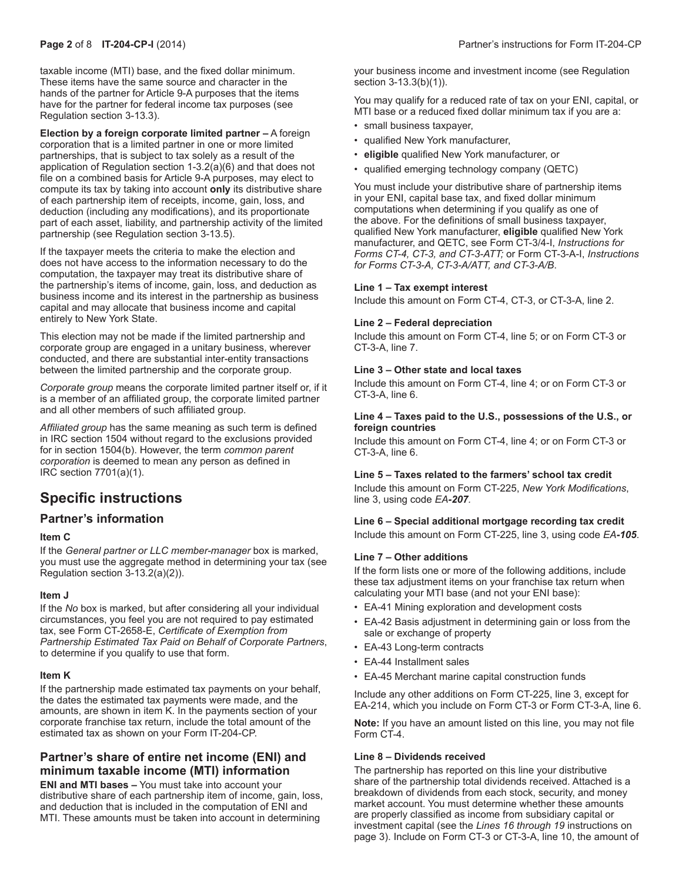taxable income (MTI) base, and the fixed dollar minimum. These items have the same source and character in the hands of the partner for Article 9-A purposes that the items have for the partner for federal income tax purposes (see Regulation section 3-13.3).

**Election by a foreign corporate limited partner –** A foreign corporation that is a limited partner in one or more limited partnerships, that is subject to tax solely as a result of the application of Regulation section 1-3.2(a)(6) and that does not file on a combined basis for Article 9-A purposes, may elect to compute its tax by taking into account **only** its distributive share of each partnership item of receipts, income, gain, loss, and deduction (including any modifications), and its proportionate part of each asset, liability, and partnership activity of the limited partnership (see Regulation section 3-13.5).

If the taxpayer meets the criteria to make the election and does not have access to the information necessary to do the computation, the taxpayer may treat its distributive share of the partnership's items of income, gain, loss, and deduction as business income and its interest in the partnership as business capital and may allocate that business income and capital entirely to New York State.

This election may not be made if the limited partnership and corporate group are engaged in a unitary business, wherever conducted, and there are substantial inter-entity transactions between the limited partnership and the corporate group.

*Corporate group* means the corporate limited partner itself or, if it is a member of an affiliated group, the corporate limited partner and all other members of such affiliated group.

*Affiliated group* has the same meaning as such term is defined in IRC section 1504 without regard to the exclusions provided for in section 1504(b). However, the term *common parent corporation* is deemed to mean any person as defined in IRC section 7701(a)(1).

# Specific instructions

## Partner's information

### Item C

If the *General partner or LLC member-manager* box is marked, you must use the aggregate method in determining your tax (see Regulation section 3-13.2(a)(2)).

### Item J

If the *No* box is marked, but after considering all your individual circumstances, you feel you are not required to pay estimated tax, see Form CT-2658-E, *Certificate of Exemption from Partnership Estimated Tax Paid on Behalf of Corporate Partners*, to determine if you qualify to use that form.

### Item K

If the partnership made estimated tax payments on your behalf, the dates the estimated tax payments were made, and the amounts, are shown in item K. In the payments section of your corporate franchise tax return, include the total amount of the estimated tax as shown on your Form IT-204-CP.

## Partner's share of entire net income (ENI) and minimum taxable income (MTI) information

**ENI and MTI bases –** You must take into account your distributive share of each partnership item of income, gain, loss, and deduction that is included in the computation of ENI and MTI. These amounts must be taken into account in determining your business income and investment income (see Regulation section 3-13.3(b)(1)).

You may qualify for a reduced rate of tax on your ENI, capital, or MTI base or a reduced fixed dollar minimum tax if you are a:

- small business taxpayer,
- qualified New York manufacturer,
- **eligible** qualified New York manufacturer, or
- qualified emerging technology company (QETC)

You must include your distributive share of partnership items in your ENI, capital base tax, and fixed dollar minimum computations when determining if you qualify as one of the above. For the definitions of small business taxpayer, qualified New York manufacturer, **eligible** qualified New York manufacturer, and QETC, see Form CT-3/4-I, *Instructions for Forms CT-4, CT-3, and CT-3-ATT;* or Form CT-3-A-I, *Instructions for Forms CT-3-A, CT-3-A/ATT, and CT-3-A/B*.

### Line 1 – Tax exempt interest

Include this amount on Form CT-4, CT-3, or CT-3-A, line 2.

### Line 2 – Federal depreciation

Include this amount on Form CT-4, line 5; or on Form CT-3 or CT-3-A, line 7.

### Line 3 – Other state and local taxes

Include this amount on Form CT-4, line 4; or on Form CT-3 or CT-3-A, line 6.

### Line 4 – Taxes paid to the U.S., possessions of the U.S., or foreign countries

Include this amount on Form CT-4, line 4; or on Form CT-3 or CT-3-A, line 6.

### Line 5 – Taxes related to the farmers' school tax credit

Include this amount on Form CT-225, *New York Modifications*, line 3, using code ***EA-207***.

### Line 6 – Special additional mortgage recording tax credit

Include this amount on Form CT-225, line 3, using code ***EA-105***.

### Line 7 – Other additions

If the form lists one or more of the following additions, include these tax adjustment items on your franchise tax return when calculating your MTI base (and not your ENI base):

- EA-41 Mining exploration and development costs
- EA-42 Basis adjustment in determining gain or loss from the sale or exchange of property
- EA-43 Long-term contracts
- EA-44 Installment sales
- EA-45 Merchant marine capital construction funds

Include any other additions on Form CT-225, line 3, except for EA-214, which you include on Form CT-3 or Form CT-3-A, line 6.

**Note:** If you have an amount listed on this line, you may not file Form CT-4.

### Line 8 – Dividends received

The partnership has reported on this line your distributive share of the partnership total dividends received. Attached is a breakdown of dividends from each stock, security, and money market account. You must determine whether these amounts are properly classified as income from subsidiary capital or investment capital (see the *Lines 16 through 19* instructions on page 3). Include on Form CT-3 or CT-3-A, line 10, the amount of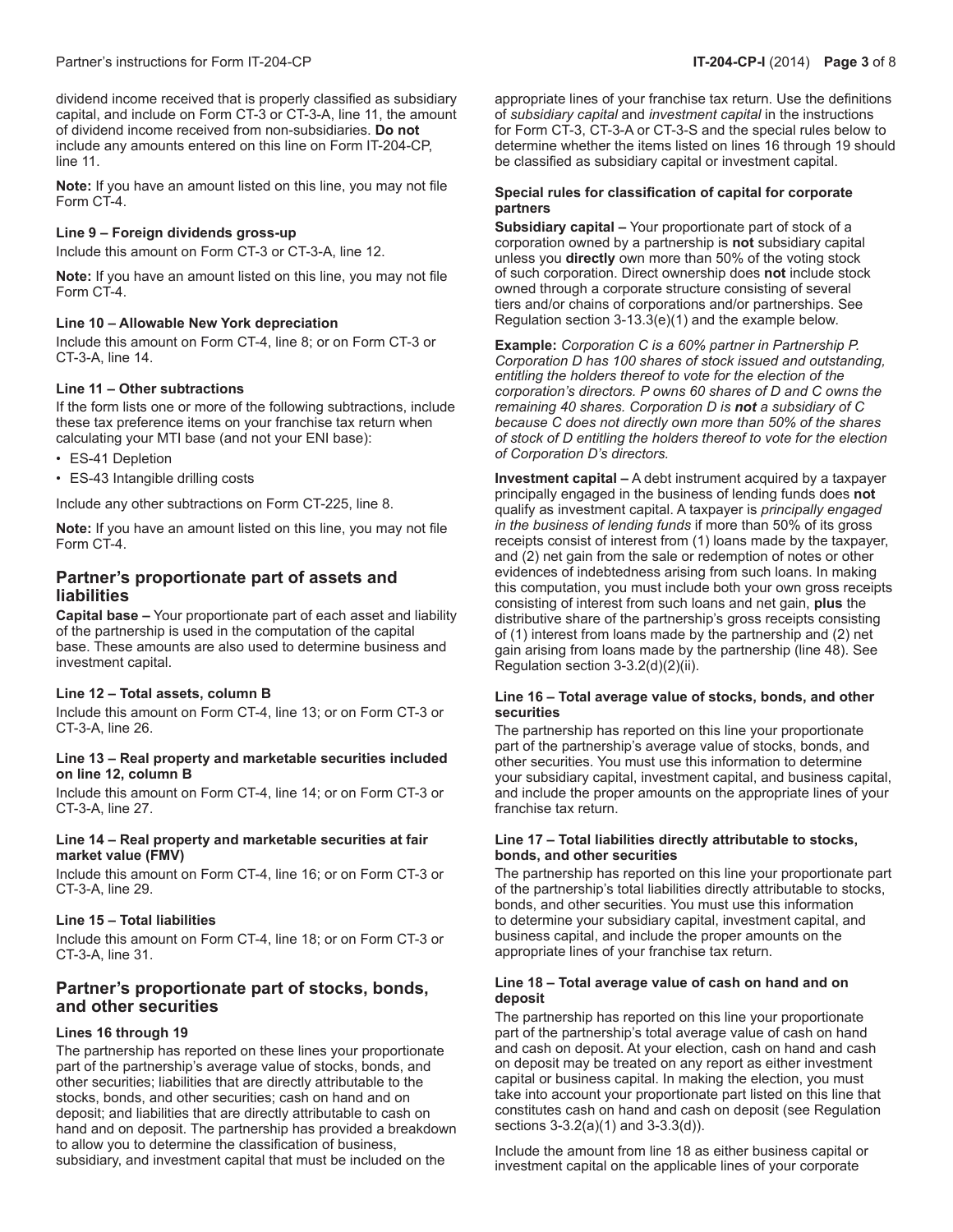dividend income received that is properly classified as subsidiary capital, and include on Form CT-3 or CT-3-A, line 11, the amount of dividend income received from non-subsidiaries. **Do not** include any amounts entered on this line on Form IT-204-CP, line 11.

**Note:** If you have an amount listed on this line, you may not file Form CT-4.

#### Line 9 – Foreign dividends gross-up

Include this amount on Form CT-3 or CT-3-A, line 12.

**Note:** If you have an amount listed on this line, you may not file Form CT-4.

#### Line 10 – Allowable New York depreciation

Include this amount on Form CT-4, line 8; or on Form CT-3 or CT-3-A, line 14.

#### Line 11 – Other subtractions

If the form lists one or more of the following subtractions, include these tax preference items on your franchise tax return when calculating your MTI base (and not your ENI base):

- ES-41 Depletion
- ES-43 Intangible drilling costs

Include any other subtractions on Form CT-225, line 8.

**Note:** If you have an amount listed on this line, you may not file Form CT-4.

## Partner's proportionate part of assets and liabilities

**Capital base –** Your proportionate part of each asset and liability of the partnership is used in the computation of the capital base. These amounts are also used to determine business and investment capital.

#### Line 12 – Total assets, column B

Include this amount on Form CT-4, line 13; or on Form CT-3 or CT-3-A, line 26.

#### Line 13 – Real property and marketable securities included on line 12, column B

Include this amount on Form CT-4, line 14; or on Form CT-3 or CT-3-A, line 27.

#### Line 14 – Real property and marketable securities at fair market value (FMV)

Include this amount on Form CT-4, line 16; or on Form CT-3 or CT-3-A, line 29.

#### Line 15 – Total liabilities

Include this amount on Form CT-4, line 18; or on Form CT-3 or CT-3-A, line 31.

## Partner's proportionate part of stocks, bonds, and other securities

#### Lines 16 through 19

The partnership has reported on these lines your proportionate part of the partnership's average value of stocks, bonds, and other securities; liabilities that are directly attributable to the stocks, bonds, and other securities; cash on hand and on deposit; and liabilities that are directly attributable to cash on hand and on deposit. The partnership has provided a breakdown to allow you to determine the classification of business, subsidiary, and investment capital that must be included on the appropriate lines of your franchise tax return. Use the definitions of *subsidiary capital* and *investment capital* in the instructions for Form CT-3, CT-3-A or CT-3-S and the special rules below to determine whether the items listed on lines 16 through 19 should be classified as subsidiary capital or investment capital.

#### Special rules for classification of capital for corporate partners

**Subsidiary capital –** Your proportionate part of stock of a corporation owned by a partnership is **not** subsidiary capital unless you **directly** own more than 50% of the voting stock of such corporation. Direct ownership does **not** include stock owned through a corporate structure consisting of several tiers and/or chains of corporations and/or partnerships. See Regulation section 3-13.3(e)(1) and the example below.

**Example:** *Corporation C is a 60% partner in Partnership P. Corporation D has 100 shares of stock issued and outstanding, entitling the holders thereof to vote for the election of the corporation's directors. P owns 60 shares of D and C owns the remaining 40 shares. Corporation D is **not** a subsidiary of C because C does not directly own more than 50% of the shares of stock of D entitling the holders thereof to vote for the election of Corporation D's directors.*

**Investment capital –** A debt instrument acquired by a taxpayer principally engaged in the business of lending funds does **not** qualify as investment capital. A taxpayer is *principally engaged in the business of lending funds* if more than 50% of its gross receipts consist of interest from (1) loans made by the taxpayer, and (2) net gain from the sale or redemption of notes or other evidences of indebtedness arising from such loans. In making this computation, you must include both your own gross receipts consisting of interest from such loans and net gain, **plus** the distributive share of the partnership's gross receipts consisting of (1) interest from loans made by the partnership and (2) net gain arising from loans made by the partnership (line 48). See Regulation section 3-3.2(d)(2)(ii).

#### Line 16 – Total average value of stocks, bonds, and other securities

The partnership has reported on this line your proportionate part of the partnership's average value of stocks, bonds, and other securities. You must use this information to determine your subsidiary capital, investment capital, and business capital, and include the proper amounts on the appropriate lines of your franchise tax return.

#### Line 17 – Total liabilities directly attributable to stocks, bonds, and other securities

The partnership has reported on this line your proportionate part of the partnership's total liabilities directly attributable to stocks, bonds, and other securities. You must use this information to determine your subsidiary capital, investment capital, and business capital, and include the proper amounts on the appropriate lines of your franchise tax return.

#### Line 18 – Total average value of cash on hand and on deposit

The partnership has reported on this line your proportionate part of the partnership's total average value of cash on hand and cash on deposit. At your election, cash on hand and cash on deposit may be treated on any report as either investment capital or business capital. In making the election, you must take into account your proportionate part listed on this line that constitutes cash on hand and cash on deposit (see Regulation sections 3-3.2(a)(1) and 3-3.3(d)).

Include the amount from line 18 as either business capital or investment capital on the applicable lines of your corporate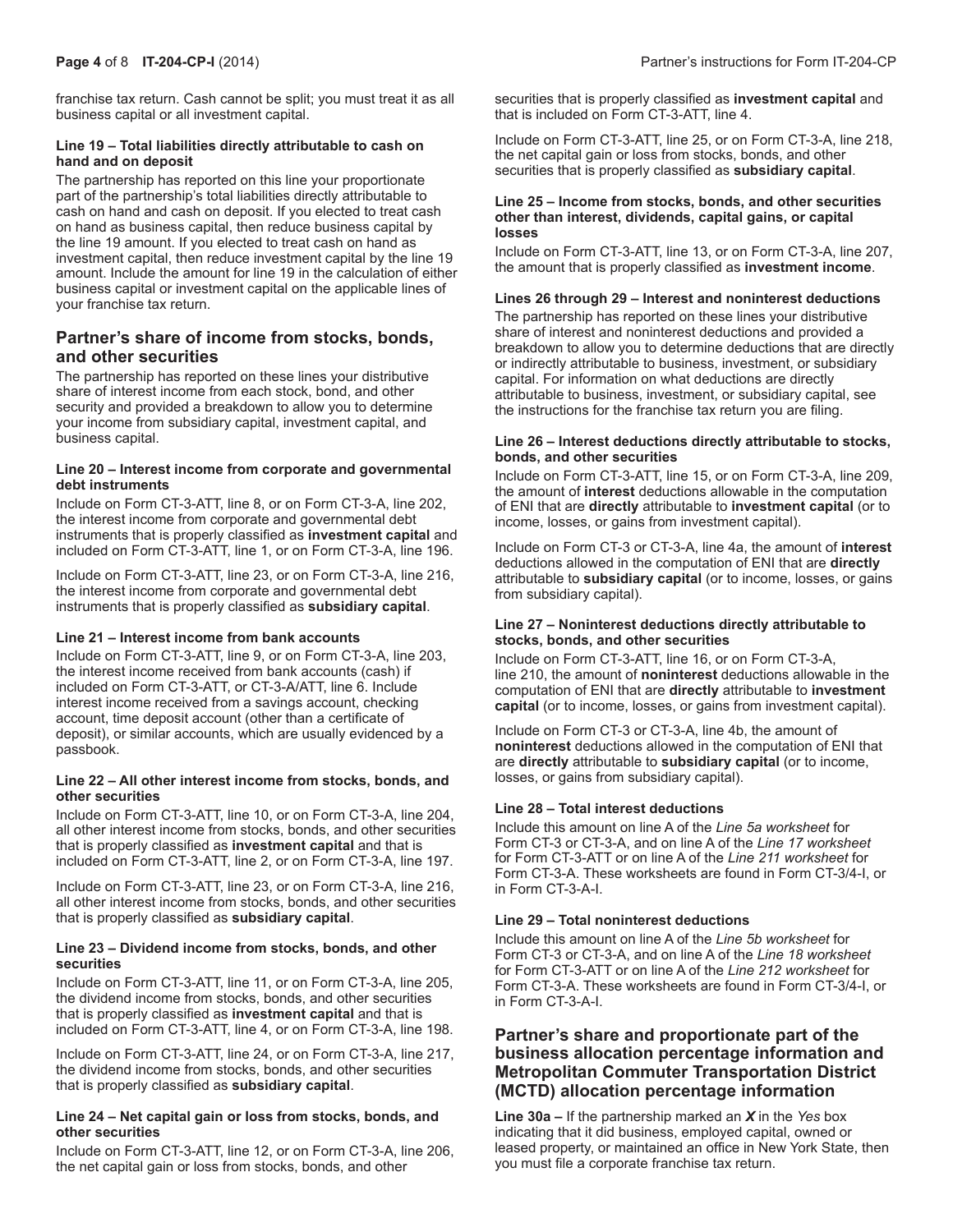franchise tax return. Cash cannot be split; you must treat it as all business capital or all investment capital.

**Line 19 – Total liabilities directly attributable to cash on hand and on deposit**

The partnership has reported on this line your proportionate part of the partnership's total liabilities directly attributable to cash on hand and cash on deposit. If you elected to treat cash on hand as business capital, then reduce business capital by the line 19 amount. If you elected to treat cash on hand as investment capital, then reduce investment capital by the line 19 amount. Include the amount for line 19 in the calculation of either business capital or investment capital on the applicable lines of your franchise tax return.

## Partner's share of income from stocks, bonds, and other securities

The partnership has reported on these lines your distributive share of interest income from each stock, bond, and other security and provided a breakdown to allow you to determine your income from subsidiary capital, investment capital, and business capital.

**Line 20 – Interest income from corporate and governmental debt instruments**

Include on Form CT-3-ATT, line 8, or on Form CT-3-A, line 202, the interest income from corporate and governmental debt instruments that is properly classified as **investment capital** and included on Form CT-3-ATT, line 1, or on Form CT-3-A, line 196.

Include on Form CT-3-ATT, line 23, or on Form CT-3-A, line 216, the interest income from corporate and governmental debt instruments that is properly classified as **subsidiary capital**.

**Line 21 – Interest income from bank accounts**

Include on Form CT-3-ATT, line 9, or on Form CT-3-A, line 203, the interest income received from bank accounts (cash) if included on Form CT-3-ATT, or CT-3-A/ATT, line 6. Include interest income received from a savings account, checking account, time deposit account (other than a certificate of deposit), or similar accounts, which are usually evidenced by a passbook.

**Line 22 – All other interest income from stocks, bonds, and other securities**

Include on Form CT-3-ATT, line 10, or on Form CT-3-A, line 204, all other interest income from stocks, bonds, and other securities that is properly classified as **investment capital** and that is included on Form CT-3-ATT, line 2, or on Form CT-3-A, line 197.

Include on Form CT-3-ATT, line 23, or on Form CT-3-A, line 216, all other interest income from stocks, bonds, and other securities that is properly classified as **subsidiary capital**.

**Line 23 – Dividend income from stocks, bonds, and other securities**

Include on Form CT-3-ATT, line 11, or on Form CT-3-A, line 205, the dividend income from stocks, bonds, and other securities that is properly classified as **investment capital** and that is included on Form CT-3-ATT, line 4, or on Form CT-3-A, line 198.

Include on Form CT-3-ATT, line 24, or on Form CT-3-A, line 217, the dividend income from stocks, bonds, and other securities that is properly classified as **subsidiary capital**.

**Line 24 – Net capital gain or loss from stocks, bonds, and other securities**

Include on Form CT-3-ATT, line 12, or on Form CT-3-A, line 206, the net capital gain or loss from stocks, bonds, and other securities that is properly classified as **investment capital** and that is included on Form CT-3-ATT, line 4.

Include on Form CT-3-ATT, line 25, or on Form CT-3-A, line 218, the net capital gain or loss from stocks, bonds, and other securities that is properly classified as **subsidiary capital**.

**Line 25 – Income from stocks, bonds, and other securities other than interest, dividends, capital gains, or capital losses**

Include on Form CT-3-ATT, line 13, or on Form CT-3-A, line 207, the amount that is properly classified as **investment income**.

**Lines 26 through 29 – Interest and noninterest deductions**

The partnership has reported on these lines your distributive share of interest and noninterest deductions and provided a breakdown to allow you to determine deductions that are directly or indirectly attributable to business, investment, or subsidiary capital. For information on what deductions are directly attributable to business, investment, or subsidiary capital, see the instructions for the franchise tax return you are filing.

**Line 26 – Interest deductions directly attributable to stocks, bonds, and other securities**

Include on Form CT-3-ATT, line 15, or on Form CT-3-A, line 209, the amount of **interest** deductions allowable in the computation of ENI that are **directly** attributable to **investment capital** (or to income, losses, or gains from investment capital).

Include on Form CT-3 or CT-3-A, line 4a, the amount of **interest** deductions allowed in the computation of ENI that are **directly** attributable to **subsidiary capital** (or to income, losses, or gains from subsidiary capital).

**Line 27 – Noninterest deductions directly attributable to stocks, bonds, and other securities**

Include on Form CT-3-ATT, line 16, or on Form CT-3-A, line 210, the amount of **noninterest** deductions allowable in the computation of ENI that are **directly** attributable to **investment capital** (or to income, losses, or gains from investment capital).

Include on Form CT-3 or CT-3-A, line 4b, the amount of **noninterest** deductions allowed in the computation of ENI that are **directly** attributable to **subsidiary capital** (or to income, losses, or gains from subsidiary capital).

**Line 28 – Total interest deductions**

Include this amount on line A of the *Line 5a worksheet* for Form CT-3 or CT-3-A, and on line A of the *Line 17 worksheet* for Form CT-3-ATT or on line A of the *Line 211 worksheet* for Form CT-3-A. These worksheets are found in Form CT-3/4-I, or in Form CT-3-A-I.

**Line 29 – Total noninterest deductions**

Include this amount on line A of the *Line 5b worksheet* for Form CT-3 or CT-3-A, and on line A of the *Line 18 worksheet* for Form CT-3-ATT or on line A of the *Line 212 worksheet* for Form CT-3-A. These worksheets are found in Form CT-3/4-I, or in Form CT-3-A-I.

## Partner's share and proportionate part of the business allocation percentage information and Metropolitan Commuter Transportation District (MCTD) allocation percentage information

**Line 30a –** If the partnership marked an ***X*** in the *Yes* box indicating that it did business, employed capital, owned or leased property, or maintained an office in New York State, then you must file a corporate franchise tax return.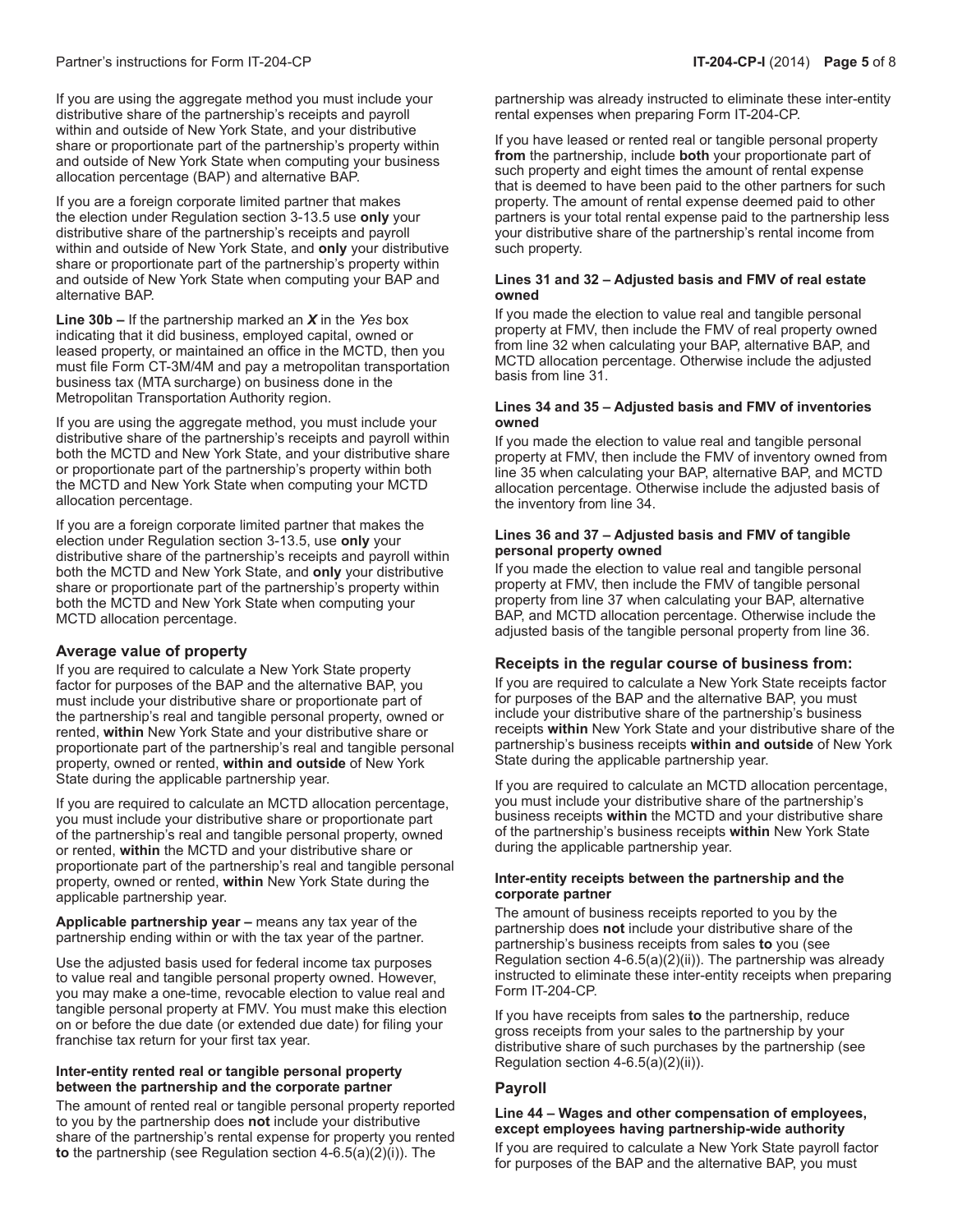If you are using the aggregate method you must include your distributive share of the partnership's receipts and payroll within and outside of New York State, and your distributive share or proportionate part of the partnership's property within and outside of New York State when computing your business allocation percentage (BAP) and alternative BAP.

If you are a foreign corporate limited partner that makes the election under Regulation section 3-13.5 use **only** your distributive share of the partnership's receipts and payroll within and outside of New York State, and **only** your distributive share or proportionate part of the partnership's property within and outside of New York State when computing your BAP and alternative BAP.

**Line 30b –** If the partnership marked an ***X*** in the *Yes* box indicating that it did business, employed capital, owned or leased property, or maintained an office in the MCTD, then you must file Form CT-3M/4M and pay a metropolitan transportation business tax (MTA surcharge) on business done in the Metropolitan Transportation Authority region.

If you are using the aggregate method, you must include your distributive share of the partnership's receipts and payroll within both the MCTD and New York State, and your distributive share or proportionate part of the partnership's property within both the MCTD and New York State when computing your MCTD allocation percentage.

If you are a foreign corporate limited partner that makes the election under Regulation section 3-13.5, use **only** your distributive share of the partnership's receipts and payroll within both the MCTD and New York State, and **only** your distributive share or proportionate part of the partnership's property within both the MCTD and New York State when computing your MCTD allocation percentage.

## Average value of property

If you are required to calculate a New York State property factor for purposes of the BAP and the alternative BAP, you must include your distributive share or proportionate part of the partnership's real and tangible personal property, owned or rented, **within** New York State and your distributive share or proportionate part of the partnership's real and tangible personal property, owned or rented, **within and outside** of New York State during the applicable partnership year.

If you are required to calculate an MCTD allocation percentage, you must include your distributive share or proportionate part of the partnership's real and tangible personal property, owned or rented, **within** the MCTD and your distributive share or proportionate part of the partnership's real and tangible personal property, owned or rented, **within** New York State during the applicable partnership year.

**Applicable partnership year –** means any tax year of the partnership ending within or with the tax year of the partner.

Use the adjusted basis used for federal income tax purposes to value real and tangible personal property owned. However, you may make a one-time, revocable election to value real and tangible personal property at FMV. You must make this election on or before the due date (or extended due date) for filing your franchise tax return for your first tax year.

#### Inter-entity rented real or tangible personal property between the partnership and the corporate partner

The amount of rented real or tangible personal property reported to you by the partnership does **not** include your distributive share of the partnership's rental expense for property you rented **to** the partnership (see Regulation section 4-6.5(a)(2)(i)). The partnership was already instructed to eliminate these inter-entity rental expenses when preparing Form IT-204-CP.

If you have leased or rented real or tangible personal property **from** the partnership, include **both** your proportionate part of such property and eight times the amount of rental expense that is deemed to have been paid to the other partners for such property. The amount of rental expense deemed paid to other partners is your total rental expense paid to the partnership less your distributive share of the partnership's rental income from such property.

#### Lines 31 and 32 – Adjusted basis and FMV of real estate owned

If you made the election to value real and tangible personal property at FMV, then include the FMV of real property owned from line 32 when calculating your BAP, alternative BAP, and MCTD allocation percentage. Otherwise include the adjusted basis from line 31.

#### Lines 34 and 35 – Adjusted basis and FMV of inventories owned

If you made the election to value real and tangible personal property at FMV, then include the FMV of inventory owned from line 35 when calculating your BAP, alternative BAP, and MCTD allocation percentage. Otherwise include the adjusted basis of the inventory from line 34.

#### Lines 36 and 37 – Adjusted basis and FMV of tangible personal property owned

If you made the election to value real and tangible personal property at FMV, then include the FMV of tangible personal property from line 37 when calculating your BAP, alternative BAP, and MCTD allocation percentage. Otherwise include the adjusted basis of the tangible personal property from line 36.

## Receipts in the regular course of business from:

If you are required to calculate a New York State receipts factor for purposes of the BAP and the alternative BAP, you must include your distributive share of the partnership's business receipts **within** New York State and your distributive share of the partnership's business receipts **within and outside** of New York State during the applicable partnership year.

If you are required to calculate an MCTD allocation percentage, you must include your distributive share of the partnership's business receipts **within** the MCTD and your distributive share of the partnership's business receipts **within** New York State during the applicable partnership year.

#### Inter-entity receipts between the partnership and the corporate partner

The amount of business receipts reported to you by the partnership does **not** include your distributive share of the partnership's business receipts from sales **to** you (see Regulation section 4-6.5(a)(2)(ii)). The partnership was already instructed to eliminate these inter-entity receipts when preparing Form IT-204-CP.

If you have receipts from sales **to** the partnership, reduce gross receipts from your sales to the partnership by your distributive share of such purchases by the partnership (see Regulation section 4-6.5(a)(2)(ii)).

## Payroll

#### Line 44 – Wages and other compensation of employees, except employees having partnership-wide authority

If you are required to calculate a New York State payroll factor for purposes of the BAP and the alternative BAP, you must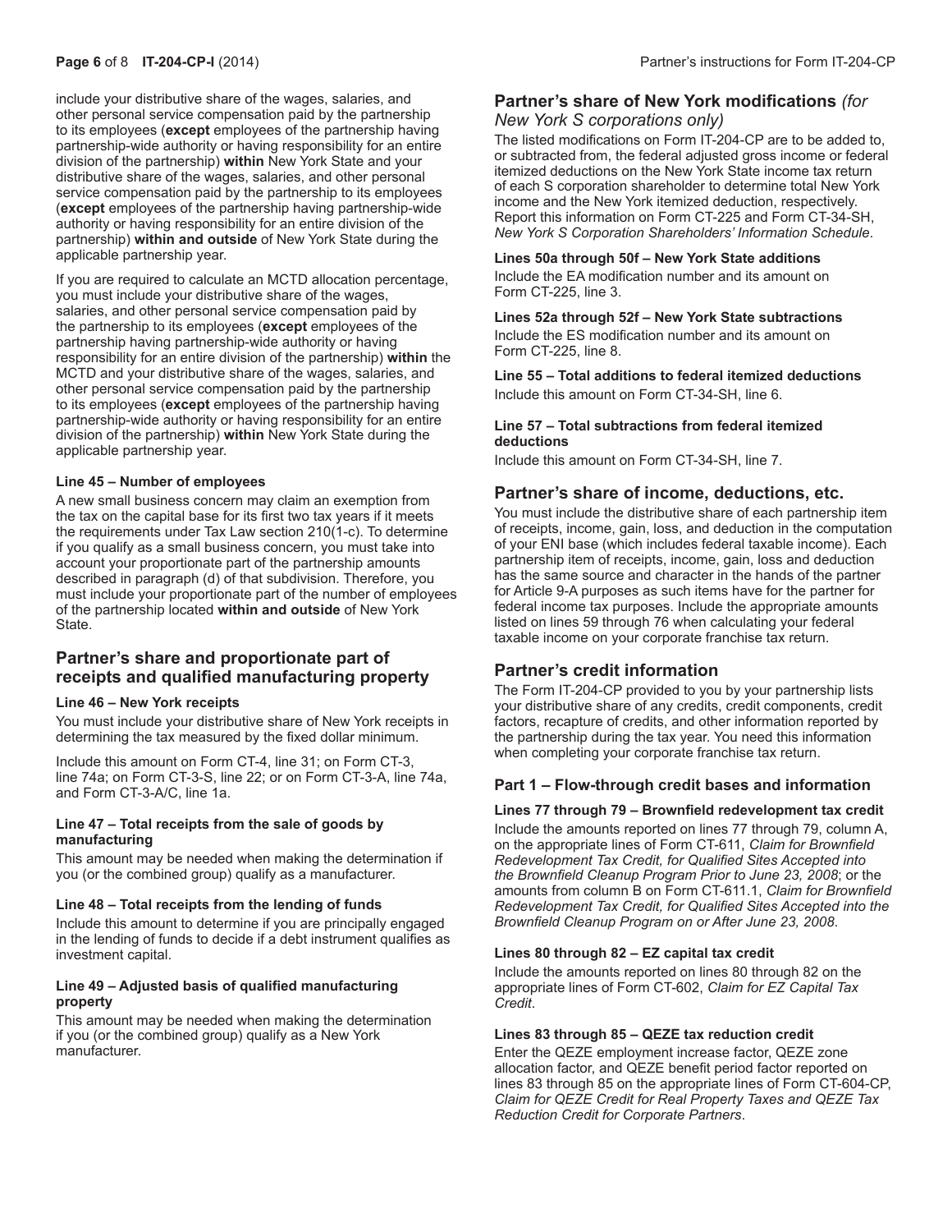include your distributive share of the wages, salaries, and other personal service compensation paid by the partnership to its employees (**except** employees of the partnership having partnership-wide authority or having responsibility for an entire division of the partnership) **within** New York State and your distributive share of the wages, salaries, and other personal service compensation paid by the partnership to its employees (**except** employees of the partnership having partnership-wide authority or having responsibility for an entire division of the partnership) **within and outside** of New York State during the applicable partnership year.

If you are required to calculate an MCTD allocation percentage, you must include your distributive share of the wages, salaries, and other personal service compensation paid by the partnership to its employees (**except** employees of the partnership having partnership-wide authority or having responsibility for an entire division of the partnership) **within** the MCTD and your distributive share of the wages, salaries, and other personal service compensation paid by the partnership to its employees (**except** employees of the partnership having partnership-wide authority or having responsibility for an entire division of the partnership) **within** New York State during the applicable partnership year.

#### Line 45 – Number of employees

A new small business concern may claim an exemption from the tax on the capital base for its first two tax years if it meets the requirements under Tax Law section 210(1-c). To determine if you qualify as a small business concern, you must take into account your proportionate part of the partnership amounts described in paragraph (d) of that subdivision. Therefore, you must include your proportionate part of the number of employees of the partnership located **within and outside** of New York State.

## Partner's share and proportionate part of receipts and qualified manufacturing property

#### Line 46 – New York receipts

You must include your distributive share of New York receipts in determining the tax measured by the fixed dollar minimum.

Include this amount on Form CT-4, line 31; on Form CT-3, line 74a; on Form CT-3-S, line 22; or on Form CT-3-A, line 74a, and Form CT-3-A/C, line 1a.

#### Line 47 – Total receipts from the sale of goods by manufacturing

This amount may be needed when making the determination if you (or the combined group) qualify as a manufacturer.

#### Line 48 – Total receipts from the lending of funds

Include this amount to determine if you are principally engaged in the lending of funds to decide if a debt instrument qualifies as investment capital.

#### Line 49 – Adjusted basis of qualified manufacturing property

This amount may be needed when making the determination if you (or the combined group) qualify as a New York manufacturer.

## Partner's share of New York modifications *(for New York S corporations only)*

The listed modifications on Form IT-204-CP are to be added to, or subtracted from, the federal adjusted gross income or federal itemized deductions on the New York State income tax return of each S corporation shareholder to determine total New York income and the New York itemized deduction, respectively. Report this information on Form CT-225 and Form CT-34-SH, *New York S Corporation Shareholders' Information Schedule*.

#### Lines 50a through 50f – New York State additions

Include the EA modification number and its amount on Form CT-225, line 3.

#### Lines 52a through 52f – New York State subtractions

Include the ES modification number and its amount on Form CT-225, line 8.

#### Line 55 – Total additions to federal itemized deductions

Include this amount on Form CT-34-SH, line 6.

#### Line 57 – Total subtractions from federal itemized deductions

Include this amount on Form CT-34-SH, line 7.

## Partner's share of income, deductions, etc.

You must include the distributive share of each partnership item of receipts, income, gain, loss, and deduction in the computation of your ENI base (which includes federal taxable income). Each partnership item of receipts, income, gain, loss and deduction has the same source and character in the hands of the partner for Article 9-A purposes as such items have for the partner for federal income tax purposes. Include the appropriate amounts listed on lines 59 through 76 when calculating your federal taxable income on your corporate franchise tax return.

## Partner's credit information

The Form IT-204-CP provided to you by your partnership lists your distributive share of any credits, credit components, credit factors, recapture of credits, and other information reported by the partnership during the tax year. You need this information when completing your corporate franchise tax return.

### Part 1 – Flow-through credit bases and information

#### Lines 77 through 79 – Brownfield redevelopment tax credit

Include the amounts reported on lines 77 through 79, column A, on the appropriate lines of Form CT-611, *Claim for Brownfield Redevelopment Tax Credit, for Qualified Sites Accepted into the Brownfield Cleanup Program Prior to June 23, 2008*; or the amounts from column B on Form CT-611.1, *Claim for Brownfield Redevelopment Tax Credit, for Qualified Sites Accepted into the Brownfield Cleanup Program on or After June 23, 2008*.

#### Lines 80 through 82 – EZ capital tax credit

Include the amounts reported on lines 80 through 82 on the appropriate lines of Form CT-602, *Claim for EZ Capital Tax Credit*.

#### Lines 83 through 85 – QEZE tax reduction credit

Enter the QEZE employment increase factor, QEZE zone allocation factor, and QEZE benefit period factor reported on lines 83 through 85 on the appropriate lines of Form CT-604-CP, *Claim for QEZE Credit for Real Property Taxes and QEZE Tax Reduction Credit for Corporate Partners*.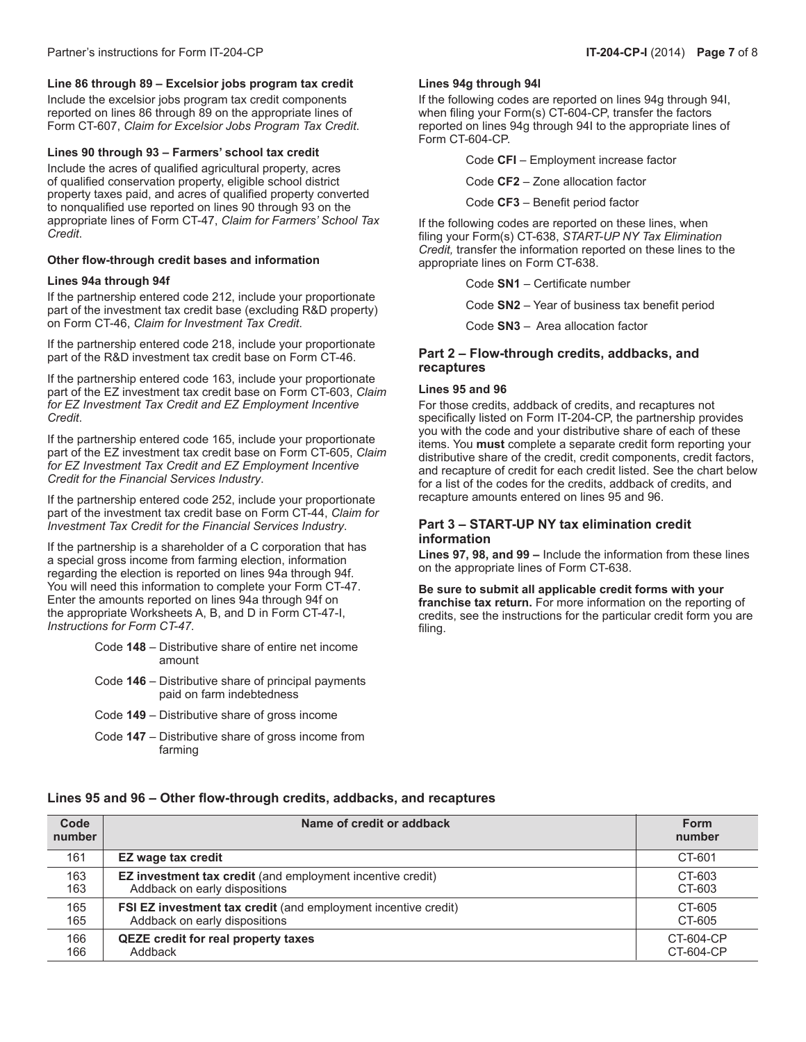#### Line 86 through 89 – Excelsior jobs program tax credit

Include the excelsior jobs program tax credit components reported on lines 86 through 89 on the appropriate lines of Form CT-607, *Claim for Excelsior Jobs Program Tax Credit*.

#### Lines 90 through 93 – Farmers' school tax credit

Include the acres of qualified agricultural property, acres of qualified conservation property, eligible school district property taxes paid, and acres of qualified property converted to nonqualified use reported on lines 90 through 93 on the appropriate lines of Form CT-47, *Claim for Farmers' School Tax Credit*.

#### Other flow-through credit bases and information

#### Lines 94a through 94f

If the partnership entered code 212, include your proportionate part of the investment tax credit base (excluding R&D property) on Form CT-46, *Claim for Investment Tax Credit*.

If the partnership entered code 218, include your proportionate part of the R&D investment tax credit base on Form CT-46.

If the partnership entered code 163, include your proportionate part of the EZ investment tax credit base on Form CT-603, *Claim for EZ Investment Tax Credit and EZ Employment Incentive Credit*.

If the partnership entered code 165, include your proportionate part of the EZ investment tax credit base on Form CT-605, *Claim for EZ Investment Tax Credit and EZ Employment Incentive Credit for the Financial Services Industry*.

If the partnership entered code 252, include your proportionate part of the investment tax credit base on Form CT-44, *Claim for Investment Tax Credit for the Financial Services Industry*.

If the partnership is a shareholder of a C corporation that has a special gross income from farming election, information regarding the election is reported on lines 94a through 94f. You will need this information to complete your Form CT-47. Enter the amounts reported on lines 94a through 94f on the appropriate Worksheets A, B, and D in Form CT-47-I, *Instructions for Form CT-47*.

- Code **148** – Distributive share of entire net income amount
- Code **146** – Distributive share of principal payments paid on farm indebtedness
- Code **149** – Distributive share of gross income
- Code **147** – Distributive share of gross income from farming

#### Lines 94g through 94l

If the following codes are reported on lines 94g through 94l, when filing your Form(s) CT-604-CP, transfer the factors reported on lines 94g through 94l to the appropriate lines of Form CT-604-CP.

- Code **CFI** – Employment increase factor
- Code **CF2** – Zone allocation factor
- Code **CF3** – Benefit period factor

If the following codes are reported on these lines, when filing your Form(s) CT-638, *START-UP NY Tax Elimination Credit,* transfer the information reported on these lines to the appropriate lines on Form CT-638.

- Code **SN1** – Certificate number
- Code **SN2** – Year of business tax benefit period
- Code **SN3** – Area allocation factor

### Part 2 – Flow-through credits, addbacks, and recaptures

#### Lines 95 and 96

For those credits, addback of credits, and recaptures not specifically listed on Form IT-204-CP, the partnership provides you with the code and your distributive share of each of these items. You **must** complete a separate credit form reporting your distributive share of the credit, credit components, credit factors, and recapture of credit for each credit listed. See the chart below for a list of the codes for the credits, addback of credits, and recapture amounts entered on lines 95 and 96.

### Part 3 – START-UP NY tax elimination credit information

**Lines 97, 98, and 99 –** Include the information from these lines on the appropriate lines of Form CT-638.

**Be sure to submit all applicable credit forms with your franchise tax return.** For more information on the reporting of credits, see the instructions for the particular credit form you are filing.

#### Lines 95 and 96 – Other flow-through credits, addbacks, and recaptures

| Code number | Name of credit or addback | Form number |
|---|---|---|
| 161 | **EZ wage tax credit** | CT-601 |
| 163 | **EZ investment tax credit** (and employment incentive credit) | CT-603 |
| 163 | Addback on early dispositions | CT-603 |
| 165 | **FSI EZ investment tax credit** (and employment incentive credit) | CT-605 |
| 165 | Addback on early dispositions | CT-605 |
| 166 | **QEZE credit for real property taxes** | CT-604-CP |
| 166 | Addback | CT-604-CP |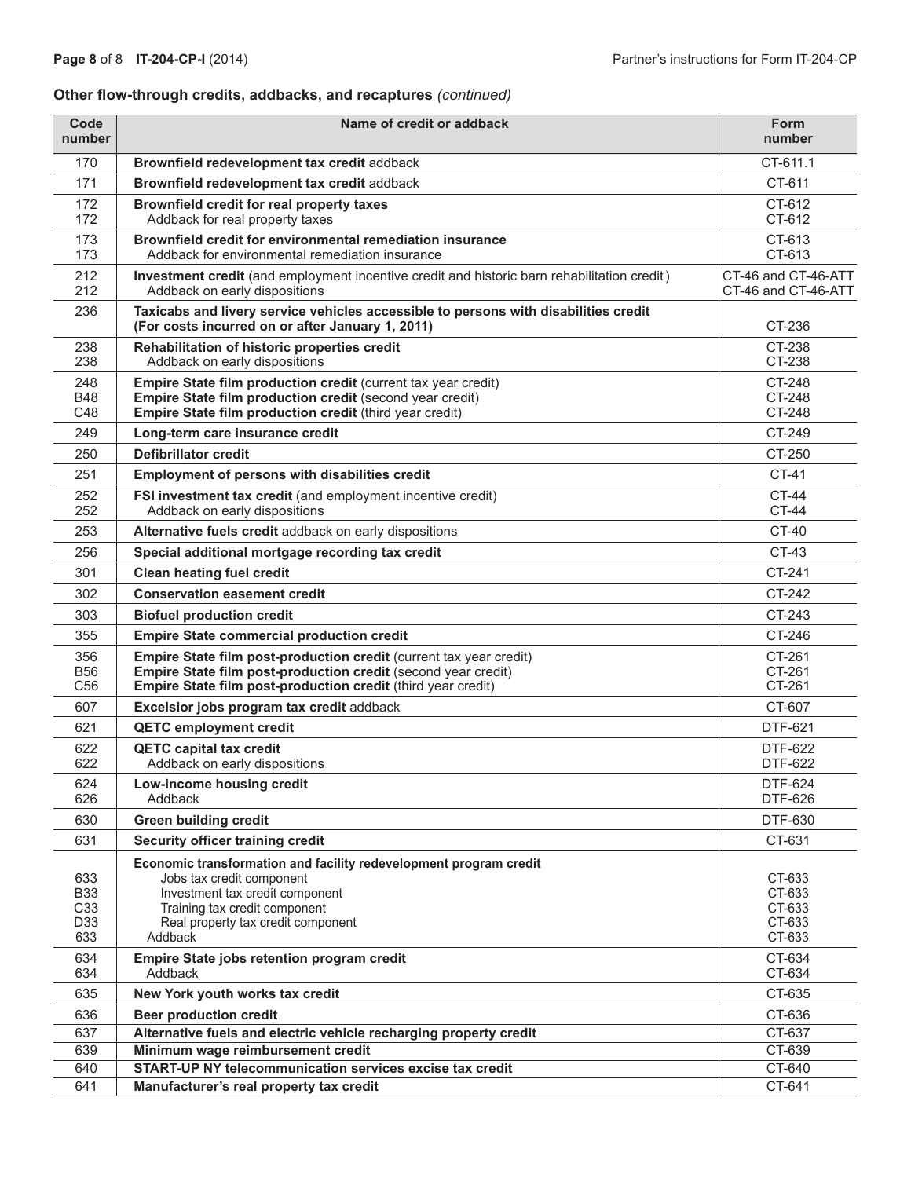**Other flow-through credits, addbacks, and recaptures** *(continued)*

| Code number | Name of credit or addback | Form number |
|---|---|---|
| 170 | **Brownfield redevelopment tax credit** addback | CT-611.1 |
| 171 | **Brownfield redevelopment tax credit** addback | CT-611 |
| 172<br>172 | **Brownfield credit for real property taxes**<br>Addback for real property taxes | CT-612<br>CT-612 |
| 173<br>173 | **Brownfield credit for environmental remediation insurance**<br>Addback for environmental remediation insurance | CT-613<br>CT-613 |
| 212<br>212 | **Investment credit** (and employment incentive credit and historic barn rehabilitation credit)<br>Addback on early dispositions | CT-46 and CT-46-ATT<br>CT-46 and CT-46-ATT |
| 236 | **Taxicabs and livery service vehicles accessible to persons with disabilities credit (For costs incurred on or after January 1, 2011)** | CT-236 |
| 238<br>238 | **Rehabilitation of historic properties credit**<br>Addback on early dispositions | CT-238<br>CT-238 |
| 248<br>B48<br>C48 | **Empire State film production credit** (current tax year credit)<br>**Empire State film production credit** (second year credit)<br>**Empire State film production credit** (third year credit) | CT-248<br>CT-248<br>CT-248 |
| 249 | **Long-term care insurance credit** | CT-249 |
| 250 | **Defibrillator credit** | CT-250 |
| 251 | **Employment of persons with disabilities credit** | CT-41 |
| 252<br>252 | **FSI investment tax credit** (and employment incentive credit)<br>Addback on early dispositions | CT-44<br>CT-44 |
| 253 | **Alternative fuels credit** addback on early dispositions | CT-40 |
| 256 | **Special additional mortgage recording tax credit** | CT-43 |
| 301 | **Clean heating fuel credit** | CT-241 |
| 302 | **Conservation easement credit** | CT-242 |
| 303 | **Biofuel production credit** | CT-243 |
| 355 | **Empire State commercial production credit** | CT-246 |
| 356<br>B56<br>C56 | **Empire State film post-production credit** (current tax year credit)<br>**Empire State film post-production credit** (second year credit)<br>**Empire State film post-production credit** (third year credit) | CT-261<br>CT-261<br>CT-261 |
| 607 | **Excelsior jobs program tax credit** addback | CT-607 |
| 621 | **QETC employment credit** | DTF-621 |
| 622<br>622 | **QETC capital tax credit**<br>Addback on early dispositions | DTF-622<br>DTF-622 |
| 624<br>626 | **Low-income housing credit**<br>Addback | DTF-624<br>DTF-626 |
| 630 | **Green building credit** | DTF-630 |
| 631 | **Security officer training credit** | CT-631 |
| <br>633<br>B33<br>C33<br>D33<br>633 | **Economic transformation and facility redevelopment program credit**<br>Jobs tax credit component<br>Investment tax credit component<br>Training tax credit component<br>Real property tax credit component<br>Addback | <br>CT-633<br>CT-633<br>CT-633<br>CT-633<br>CT-633 |
| 634<br>634 | **Empire State jobs retention program credit**<br>Addback | CT-634<br>CT-634 |
| 635 | **New York youth works tax credit** | CT-635 |
| 636 | **Beer production credit** | CT-636 |
| 637 | **Alternative fuels and electric vehicle recharging property credit** | CT-637 |
| 639 | **Minimum wage reimbursement credit** | CT-639 |
| 640 | **START-UP NY telecommunication services excise tax credit** | CT-640 |
| 641 | **Manufacturer's real property tax credit** | CT-641 |